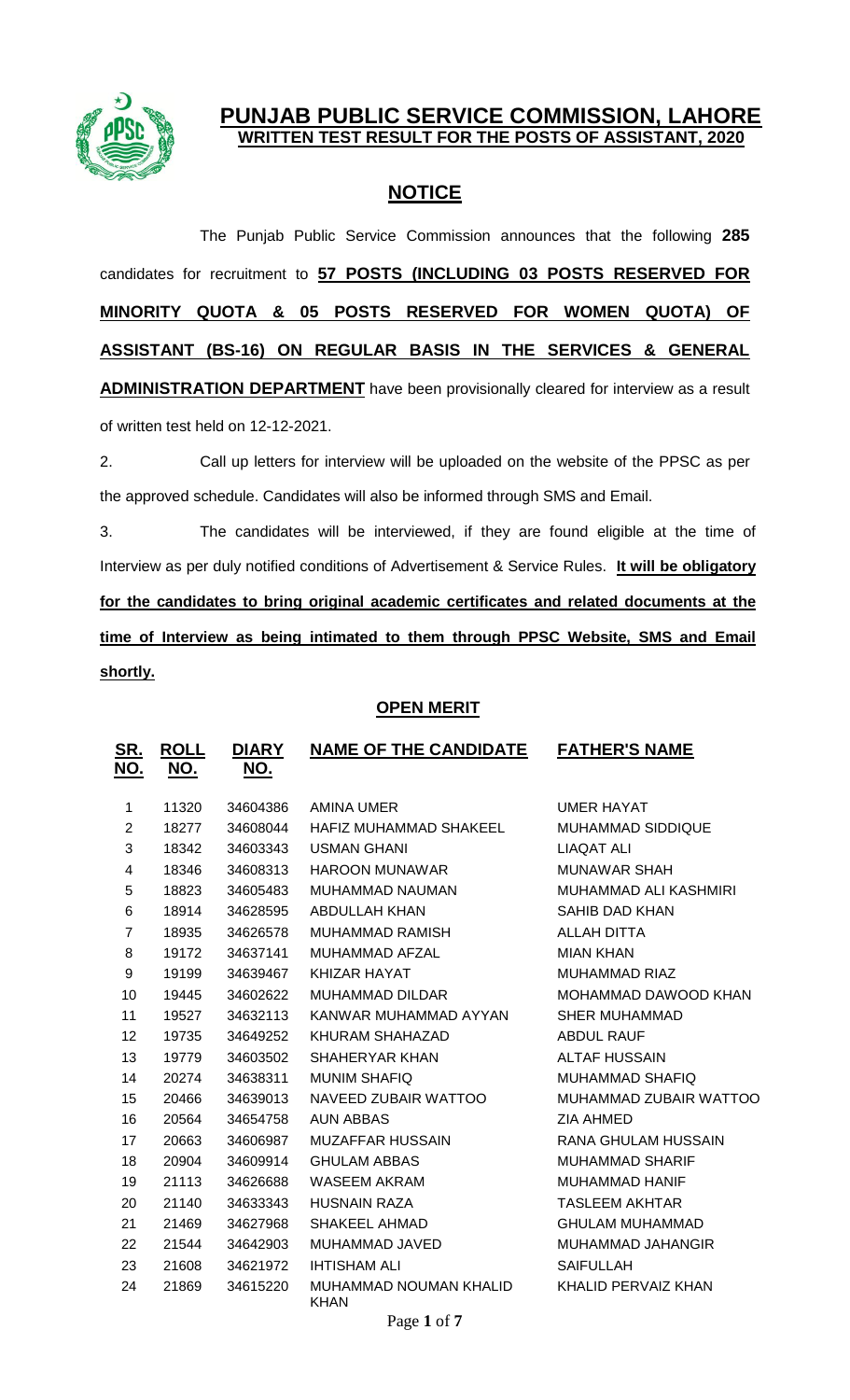# PUNJAB PUBLIC SERVICE COMMISSION, LAHORE

## WRITTEN TEST RESULT FOR THE POSTS OF ASSISTANT, 2020

## NOTICE

The Punjab Public Service Commission announces that the following **285** candidates for recruitment to **57 POSTS (INCLUDING 03 POSTS RESERVED FOR MINORITY QUOTA & 05 POSTS RESERVED FOR WOMEN QUOTA) OF ASSISTANT (BS-16) ON REGULAR BASIS IN THE SERVICES & GENERAL ADMINISTRATION DEPARTMENT** have been provisionally cleared for interview as a result of written test held on 12-12-2021.

2. Call up letters for interview will be uploaded on the website of the PPSC as per the approved schedule. Candidates will also be informed through SMS and Email.

3. The candidates will be interviewed, if they are found eligible at the time of Interview as per duly notified conditions of Advertisement & Service Rules. **It will be obligatory for the candidates to bring original academic certificates and related documents at the time of Interview as being intimated to them through PPSC Website, SMS and Email shortly.**

### OPEN MERIT

| SR. NO. | ROLL NO. | DIARY NO. | NAME OF THE CANDIDATE | FATHER'S NAME |
|---|---|---|---|---|
| 1 | 11320 | 34604386 | AMINA UMER | UMER HAYAT |
| 2 | 18277 | 34608044 | HAFIZ MUHAMMAD SHAKEEL | MUHAMMAD SIDDIQUE |
| 3 | 18342 | 34603343 | USMAN GHANI | LIAQAT ALI |
| 4 | 18346 | 34608313 | HAROON MUNAWAR | MUNAWAR SHAH |
| 5 | 18823 | 34605483 | MUHAMMAD NAUMAN | MUHAMMAD ALI KASHMIRI |
| 6 | 18914 | 34628595 | ABDULLAH KHAN | SAHIB DAD KHAN |
| 7 | 18935 | 34626578 | MUHAMMAD RAMISH | ALLAH DITTA |
| 8 | 19172 | 34637141 | MUHAMMAD AFZAL | MIAN KHAN |
| 9 | 19199 | 34639467 | KHIZAR HAYAT | MUHAMMAD RIAZ |
| 10 | 19445 | 34602622 | MUHAMMAD DILDAR | MOHAMMAD DAWOOD KHAN |
| 11 | 19527 | 34632113 | KANWAR MUHAMMAD AYYAN | SHER MUHAMMAD |
| 12 | 19735 | 34649252 | KHURAM SHAHAZAD | ABDUL RAUF |
| 13 | 19779 | 34603502 | SHAHERYAR KHAN | ALTAF HUSSAIN |
| 14 | 20274 | 34638311 | MUNIM SHAFIQ | MUHAMMAD SHAFIQ |
| 15 | 20466 | 34639013 | NAVEED ZUBAIR WATTOO | MUHAMMAD ZUBAIR WATTOO |
| 16 | 20564 | 34654758 | AUN ABBAS | ZIA AHMED |
| 17 | 20663 | 34606987 | MUZAFFAR HUSSAIN | RANA GHULAM HUSSAIN |
| 18 | 20904 | 34609914 | GHULAM ABBAS | MUHAMMAD SHARIF |
| 19 | 21113 | 34626688 | WASEEM AKRAM | MUHAMMAD HANIF |
| 20 | 21140 | 34633343 | HUSNAIN RAZA | TASLEEM AKHTAR |
| 21 | 21469 | 34627968 | SHAKEEL AHMAD | GHULAM MUHAMMAD |
| 22 | 21544 | 34642903 | MUHAMMAD JAVED | MUHAMMAD JAHANGIR |
| 23 | 21608 | 34621972 | IHTISHAM ALI | SAIFULLAH |
| 24 | 21869 | 34615220 | MUHAMMAD NOUMAN KHALID KHAN | KHALID PERVAIZ KHAN |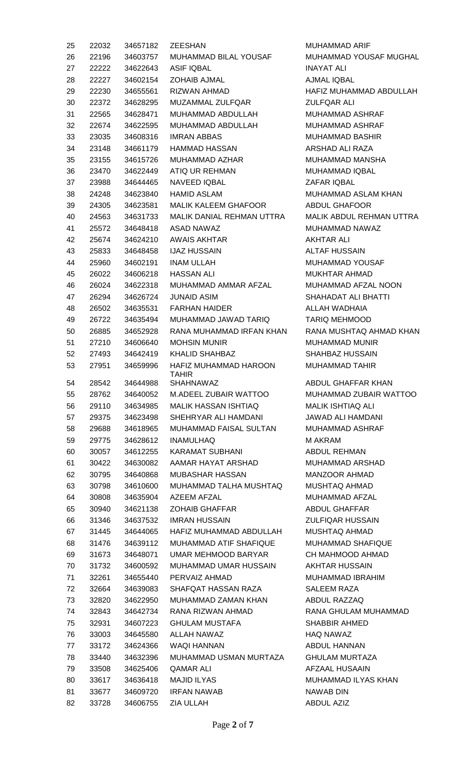| | | | | |
|---|---|---|---|---|
| 25 | 22032 | 34657182 | ZEESHAN | MUHAMMAD ARIF |
| 26 | 22196 | 34603757 | MUHAMMAD BILAL YOUSAF | MUHAMMAD YOUSAF MUGHAL |
| 27 | 22222 | 34622643 | ASIF IQBAL | INAYAT ALI |
| 28 | 22227 | 34602154 | ZOHAIB AJMAL | AJMAL IQBAL |
| 29 | 22230 | 34655561 | RIZWAN AHMAD | HAFIZ MUHAMMAD ABDULLAH |
| 30 | 22372 | 34628295 | MUZAMMAL ZULFQAR | ZULFQAR ALI |
| 31 | 22565 | 34628471 | MUHAMMAD ABDULLAH | MUHAMMAD ASHRAF |
| 32 | 22674 | 34622595 | MUHAMMAD ABDULLAH | MUHAMMAD ASHRAF |
| 33 | 23035 | 34608316 | IMRAN ABBAS | MUHAMMAD BASHIR |
| 34 | 23148 | 34661179 | HAMMAD HASSAN | ARSHAD ALI RAZA |
| 35 | 23155 | 34615726 | MUHAMMAD AZHAR | MUHAMMAD MANSHA |
| 36 | 23470 | 34622449 | ATIQ UR REHMAN | MUHAMMAD IQBAL |
| 37 | 23988 | 34644465 | NAVEED IQBAL | ZAFAR IQBAL |
| 38 | 24248 | 34623840 | HAMID ASLAM | MUHAMMAD ASLAM KHAN |
| 39 | 24305 | 34623581 | MALIK KALEEM GHAFOOR | ABDUL GHAFOOR |
| 40 | 24563 | 34631733 | MALIK DANIAL REHMAN UTTRA | MALIK ABDUL REHMAN UTTRA |
| 41 | 25572 | 34648418 | ASAD NAWAZ | MUHAMMAD NAWAZ |
| 42 | 25674 | 34624210 | AWAIS AKHTAR | AKHTAR ALI |
| 43 | 25833 | 34648458 | IJAZ HUSSAIN | ALTAF HUSSAIN |
| 44 | 25960 | 34602191 | INAM ULLAH | MUHAMMAD YOUSAF |
| 45 | 26022 | 34606218 | HASSAN ALI | MUKHTAR AHMAD |
| 46 | 26024 | 34622318 | MUHAMMAD AMMAR AFZAL | MUHAMMAD AFZAL NOON |
| 47 | 26294 | 34626724 | JUNAID ASIM | SHAHADAT ALI BHATTI |
| 48 | 26502 | 34635531 | FARHAN HAIDER | ALLAH WADHAIA |
| 49 | 26722 | 34635494 | MUHAMMAD JAWAD TARIQ | TARIQ MEHMOOD |
| 50 | 26885 | 34652928 | RANA MUHAMMAD IRFAN KHAN | RANA MUSHTAQ AHMAD KHAN |
| 51 | 27210 | 34606640 | MOHSIN MUNIR | MUHAMMAD MUNIR |
| 52 | 27493 | 34642419 | KHALID SHAHBAZ | SHAHBAZ HUSSAIN |
| 53 | 27951 | 34659996 | HAFIZ MUHAMMAD HAROON TAHIR | MUHAMMAD TAHIR |
| 54 | 28542 | 34644988 | SHAHNAWAZ | ABDUL GHAFFAR KHAN |
| 55 | 28762 | 34640052 | M.ADEEL ZUBAIR WATTOO | MUHAMMAD ZUBAIR WATTOO |
| 56 | 29110 | 34634985 | MALIK HASSAN ISHTIAQ | MALIK ISHTIAQ ALI |
| 57 | 29375 | 34623498 | SHEHRYAR ALI HAMDANI | JAWAD ALI HAMDANI |
| 58 | 29688 | 34618965 | MUHAMMAD FAISAL SULTAN | MUHAMMAD ASHRAF |
| 59 | 29775 | 34628612 | INAMULHAQ | M AKRAM |
| 60 | 30057 | 34612255 | KARAMAT SUBHANI | ABDUL REHMAN |
| 61 | 30422 | 34630082 | AAMAR HAYAT ARSHAD | MUHAMMAD ARSHAD |
| 62 | 30795 | 34640868 | MUBASHAR HASSAN | MANZOOR AHMAD |
| 63 | 30798 | 34610600 | MUHAMMAD TALHA MUSHTAQ | MUSHTAQ AHMAD |
| 64 | 30808 | 34635904 | AZEEM AFZAL | MUHAMMAD AFZAL |
| 65 | 30940 | 34621138 | ZOHAIB GHAFFAR | ABDUL GHAFFAR |
| 66 | 31346 | 34637532 | IMRAN HUSSAIN | ZULFIQAR HUSSAIN |
| 67 | 31445 | 34644065 | HAFIZ MUHAMMAD ABDULLAH | MUSHTAQ AHMAD |
| 68 | 31476 | 34639112 | MUHAMMAD ATIF SHAFIQUE | MUHAMMAD SHAFIQUE |
| 69 | 31673 | 34648071 | UMAR MEHMOOD BARYAR | CH MAHMOOD AHMAD |
| 70 | 31732 | 34600592 | MUHAMMAD UMAR HUSSAIN | AKHTAR HUSSAIN |
| 71 | 32261 | 34655440 | PERVAIZ AHMAD | MUHAMMAD IBRAHIM |
| 72 | 32664 | 34639083 | SHAFQAT HASSAN RAZA | SALEEM RAZA |
| 73 | 32820 | 34622950 | MUHAMMAD ZAMAN KHAN | ABDUL RAZZAQ |
| 74 | 32843 | 34642734 | RANA RIZWAN AHMAD | RANA GHULAM MUHAMMAD |
| 75 | 32931 | 34607223 | GHULAM MUSTAFA | SHABBIR AHMED |
| 76 | 33003 | 34645580 | ALLAH NAWAZ | HAQ NAWAZ |
| 77 | 33172 | 34624366 | WAQI HANNAN | ABDUL HANNAN |
| 78 | 33440 | 34632396 | MUHAMMAD USMAN MURTAZA | GHULAM MURTAZA |
| 79 | 33508 | 34625406 | QAMAR ALI | AFZAAL HUSAAIN |
| 80 | 33617 | 34636418 | MAJID ILYAS | MUHAMMAD ILYAS KHAN |
| 81 | 33677 | 34609720 | IRFAN NAWAB | NAWAB DIN |
| 82 | 33728 | 34606755 | ZIA ULLAH | ABDUL AZIZ |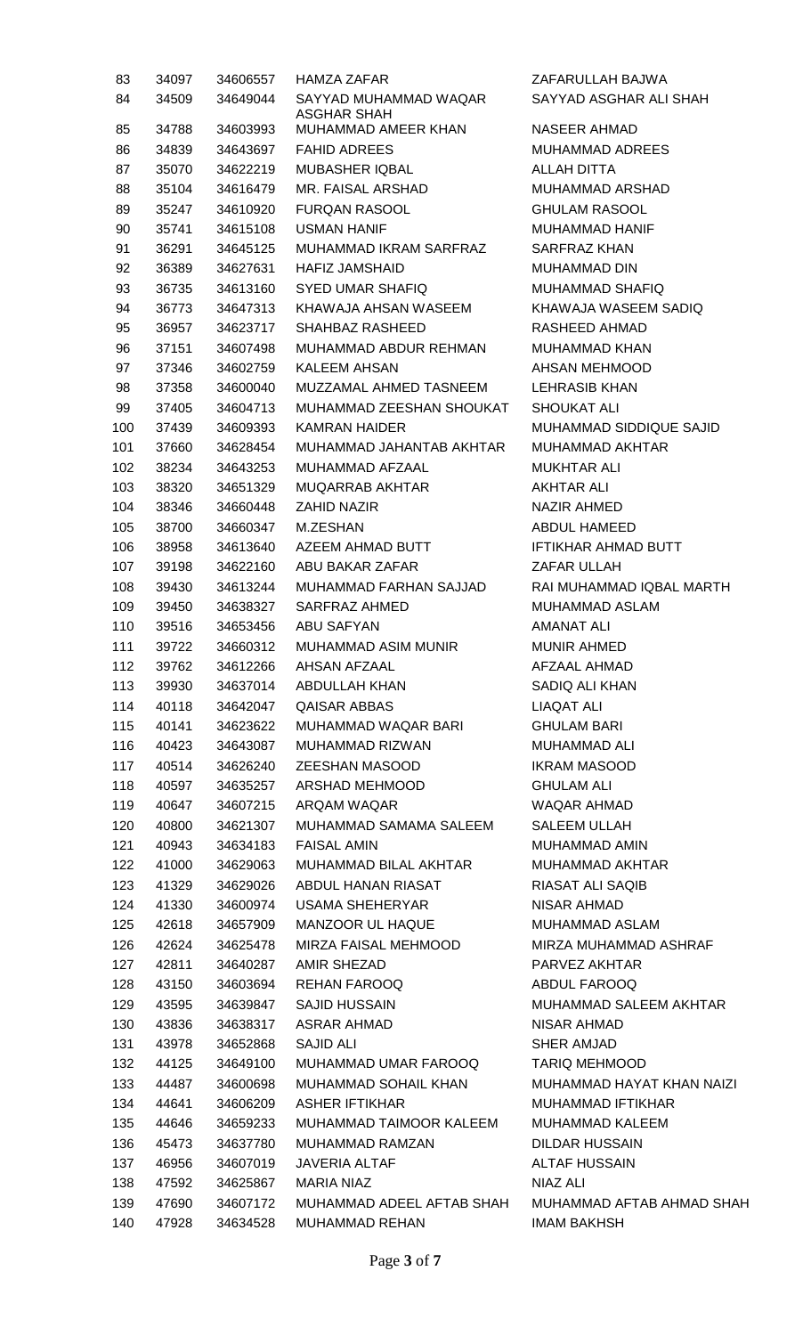| | | | | |
|---|---|---|---|---|
| 83 | 34097 | 34606557 | HAMZA ZAFAR | ZAFARULLAH BAJWA |
| 84 | 34509 | 34649044 | SAYYAD MUHAMMAD WAQAR ASGHAR SHAH | SAYYAD ASGHAR ALI SHAH |
| 85 | 34788 | 34603993 | MUHAMMAD AMEER KHAN | NASEER AHMAD |
| 86 | 34839 | 34643697 | FAHID ADREES | MUHAMMAD ADREES |
| 87 | 35070 | 34622219 | MUBASHER IQBAL | ALLAH DITTA |
| 88 | 35104 | 34616479 | MR. FAISAL ARSHAD | MUHAMMAD ARSHAD |
| 89 | 35247 | 34610920 | FURQAN RASOOL | GHULAM RASOOL |
| 90 | 35741 | 34615108 | USMAN HANIF | MUHAMMAD HANIF |
| 91 | 36291 | 34645125 | MUHAMMAD IKRAM SARFRAZ | SARFRAZ KHAN |
| 92 | 36389 | 34627631 | HAFIZ JAMSHAID | MUHAMMAD DIN |
| 93 | 36735 | 34613160 | SYED UMAR SHAFIQ | MUHAMMAD SHAFIQ |
| 94 | 36773 | 34647313 | KHAWAJA AHSAN WASEEM | KHAWAJA WASEEM SADIQ |
| 95 | 36957 | 34623717 | SHAHBAZ RASHEED | RASHEED AHMAD |
| 96 | 37151 | 34607498 | MUHAMMAD ABDUR REHMAN | MUHAMMAD KHAN |
| 97 | 37346 | 34602759 | KALEEM AHSAN | AHSAN MEHMOOD |
| 98 | 37358 | 34600040 | MUZZAMAL AHMED TASNEEM | LEHRASIB KHAN |
| 99 | 37405 | 34604713 | MUHAMMAD ZEESHAN SHOUKAT | SHOUKAT ALI |
| 100 | 37439 | 34609393 | KAMRAN HAIDER | MUHAMMAD SIDDIQUE SAJID |
| 101 | 37660 | 34628454 | MUHAMMAD JAHANTAB AKHTAR | MUHAMMAD AKHTAR |
| 102 | 38234 | 34643253 | MUHAMMAD AFZAAL | MUKHTAR ALI |
| 103 | 38320 | 34651329 | MUQARRAB AKHTAR | AKHTAR ALI |
| 104 | 38346 | 34660448 | ZAHID NAZIR | NAZIR AHMED |
| 105 | 38700 | 34660347 | M.ZESHAN | ABDUL HAMEED |
| 106 | 38958 | 34613640 | AZEEM AHMAD BUTT | IFTIKHAR AHMAD BUTT |
| 107 | 39198 | 34622160 | ABU BAKAR ZAFAR | ZAFAR ULLAH |
| 108 | 39430 | 34613244 | MUHAMMAD FARHAN SAJJAD | RAI MUHAMMAD IQBAL MARTH |
| 109 | 39450 | 34638327 | SARFRAZ AHMED | MUHAMMAD ASLAM |
| 110 | 39516 | 34653456 | ABU SAFYAN | AMANAT ALI |
| 111 | 39722 | 34660312 | MUHAMMAD ASIM MUNIR | MUNIR AHMED |
| 112 | 39762 | 34612266 | AHSAN AFZAAL | AFZAAL AHMAD |
| 113 | 39930 | 34637014 | ABDULLAH KHAN | SADIQ ALI KHAN |
| 114 | 40118 | 34642047 | QAISAR ABBAS | LIAQAT ALI |
| 115 | 40141 | 34623622 | MUHAMMAD WAQAR BARI | GHULAM BARI |
| 116 | 40423 | 34643087 | MUHAMMAD RIZWAN | MUHAMMAD ALI |
| 117 | 40514 | 34626240 | ZEESHAN MASOOD | IKRAM MASOOD |
| 118 | 40597 | 34635257 | ARSHAD MEHMOOD | GHULAM ALI |
| 119 | 40647 | 34607215 | ARQAM WAQAR | WAQAR AHMAD |
| 120 | 40800 | 34621307 | MUHAMMAD SAMAMA SALEEM | SALEEM ULLAH |
| 121 | 40943 | 34634183 | FAISAL AMIN | MUHAMMAD AMIN |
| 122 | 41000 | 34629063 | MUHAMMAD BILAL AKHTAR | MUHAMMAD AKHTAR |
| 123 | 41329 | 34629026 | ABDUL HANAN RIASAT | RIASAT ALI SAQIB |
| 124 | 41330 | 34600974 | USAMA SHEHERYAR | NISAR AHMAD |
| 125 | 42618 | 34657909 | MANZOOR UL HAQUE | MUHAMMAD ASLAM |
| 126 | 42624 | 34625478 | MIRZA FAISAL MEHMOOD | MIRZA MUHAMMAD ASHRAF |
| 127 | 42811 | 34640287 | AMIR SHEZAD | PARVEZ AKHTAR |
| 128 | 43150 | 34603694 | REHAN FAROOQ | ABDUL FAROOQ |
| 129 | 43595 | 34639847 | SAJID HUSSAIN | MUHAMMAD SALEEM AKHTAR |
| 130 | 43836 | 34638317 | ASRAR AHMAD | NISAR AHMAD |
| 131 | 43978 | 34652868 | SAJID ALI | SHER AMJAD |
| 132 | 44125 | 34649100 | MUHAMMAD UMAR FAROOQ | TARIQ MEHMOOD |
| 133 | 44487 | 34600698 | MUHAMMAD SOHAIL KHAN | MUHAMMAD HAYAT KHAN NAIZI |
| 134 | 44641 | 34606209 | ASHER IFTIKHAR | MUHAMMAD IFTIKHAR |
| 135 | 44646 | 34659233 | MUHAMMAD TAIMOOR KALEEM | MUHAMMAD KALEEM |
| 136 | 45473 | 34637780 | MUHAMMAD RAMZAN | DILDAR HUSSAIN |
| 137 | 46956 | 34607019 | JAVERIA ALTAF | ALTAF HUSSAIN |
| 138 | 47592 | 34625867 | MARIA NIAZ | NIAZ ALI |
| 139 | 47690 | 34607172 | MUHAMMAD ADEEL AFTAB SHAH | MUHAMMAD AFTAB AHMAD SHAH |
| 140 | 47928 | 34634528 | MUHAMMAD REHAN | IMAM BAKHSH |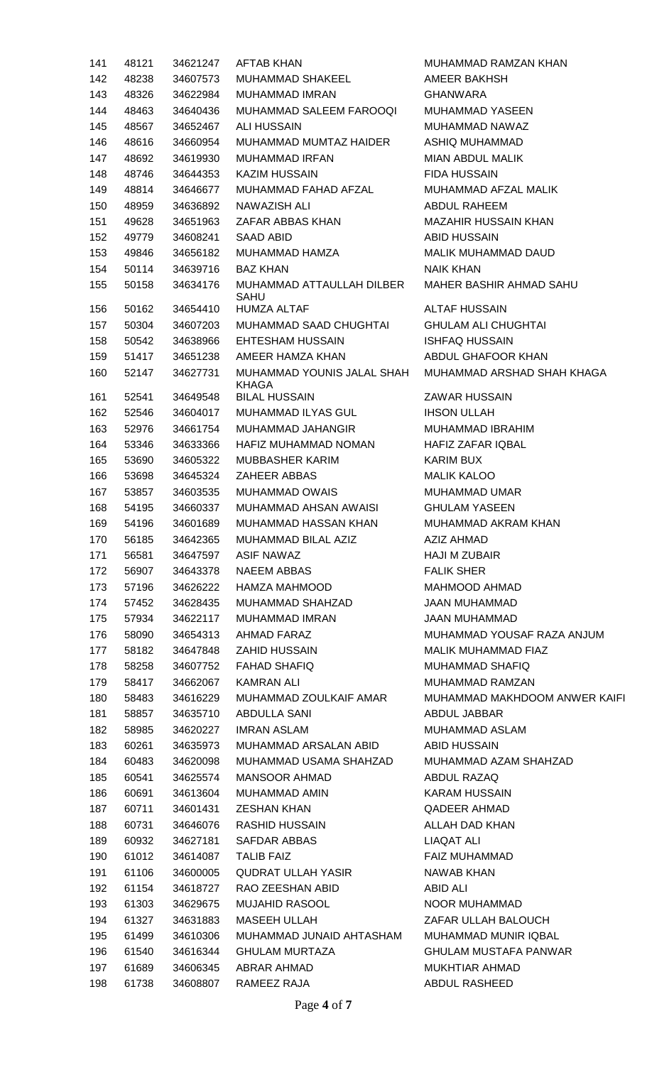| | | | | |
|---|---|---|---|---|
| 141 | 48121 | 34621247 | AFTAB KHAN | MUHAMMAD RAMZAN KHAN |
| 142 | 48238 | 34607573 | MUHAMMAD SHAKEEL | AMEER BAKHSH |
| 143 | 48326 | 34622984 | MUHAMMAD IMRAN | GHANWARA |
| 144 | 48463 | 34640436 | MUHAMMAD SALEEM FAROOQI | MUHAMMAD YASEEN |
| 145 | 48567 | 34652467 | ALI HUSSAIN | MUHAMMAD NAWAZ |
| 146 | 48616 | 34660954 | MUHAMMAD MUMTAZ HAIDER | ASHIQ MUHAMMAD |
| 147 | 48692 | 34619930 | MUHAMMAD IRFAN | MIAN ABDUL MALIK |
| 148 | 48746 | 34644353 | KAZIM HUSSAIN | FIDA HUSSAIN |
| 149 | 48814 | 34646677 | MUHAMMAD FAHAD AFZAL | MUHAMMAD AFZAL MALIK |
| 150 | 48959 | 34636892 | NAWAZISH ALI | ABDUL RAHEEM |
| 151 | 49628 | 34651963 | ZAFAR ABBAS KHAN | MAZAHIR HUSSAIN KHAN |
| 152 | 49779 | 34608241 | SAAD ABID | ABID HUSSAIN |
| 153 | 49846 | 34656182 | MUHAMMAD HAMZA | MALIK MUHAMMAD DAUD |
| 154 | 50114 | 34639716 | BAZ KHAN | NAIK KHAN |
| 155 | 50158 | 34634176 | MUHAMMAD ATTAULLAH DILBER SAHU | MAHER BASHIR AHMAD SAHU |
| 156 | 50162 | 34654410 | HUMZA ALTAF | ALTAF HUSSAIN |
| 157 | 50304 | 34607203 | MUHAMMAD SAAD CHUGHTAI | GHULAM ALI CHUGHTAI |
| 158 | 50542 | 34638966 | EHTESHAM HUSSAIN | ISHFAQ HUSSAIN |
| 159 | 51417 | 34651238 | AMEER HAMZA KHAN | ABDUL GHAFOOR KHAN |
| 160 | 52147 | 34627731 | MUHAMMAD YOUNIS JALAL SHAH KHAGA | MUHAMMAD ARSHAD SHAH KHAGA |
| 161 | 52541 | 34649548 | BILAL HUSSAIN | ZAWAR HUSSAIN |
| 162 | 52546 | 34604017 | MUHAMMAD ILYAS GUL | IHSON ULLAH |
| 163 | 52976 | 34661754 | MUHAMMAD JAHANGIR | MUHAMMAD IBRAHIM |
| 164 | 53346 | 34633366 | HAFIZ MUHAMMAD NOMAN | HAFIZ ZAFAR IQBAL |
| 165 | 53690 | 34605322 | MUBBASHER KARIM | KARIM BUX |
| 166 | 53698 | 34645324 | ZAHEER ABBAS | MALIK KALOO |
| 167 | 53857 | 34603535 | MUHAMMAD OWAIS | MUHAMMAD UMAR |
| 168 | 54195 | 34660337 | MUHAMMAD AHSAN AWAISI | GHULAM YASEEN |
| 169 | 54196 | 34601689 | MUHAMMAD HASSAN KHAN | MUHAMMAD AKRAM KHAN |
| 170 | 56185 | 34642365 | MUHAMMAD BILAL AZIZ | AZIZ AHMAD |
| 171 | 56581 | 34647597 | ASIF NAWAZ | HAJI M ZUBAIR |
| 172 | 56907 | 34643378 | NAEEM ABBAS | FALIK SHER |
| 173 | 57196 | 34626222 | HAMZA MAHMOOD | MAHMOOD AHMAD |
| 174 | 57452 | 34628435 | MUHAMMAD SHAHZAD | JAAN MUHAMMAD |
| 175 | 57934 | 34622117 | MUHAMMAD IMRAN | JAAN MUHAMMAD |
| 176 | 58090 | 34654313 | AHMAD FARAZ | MUHAMMAD YOUSAF RAZA ANJUM |
| 177 | 58182 | 34647848 | ZAHID HUSSAIN | MALIK MUHAMMAD FIAZ |
| 178 | 58258 | 34607752 | FAHAD SHAFIQ | MUHAMMAD SHAFIQ |
| 179 | 58417 | 34662067 | KAMRAN ALI | MUHAMMAD RAMZAN |
| 180 | 58483 | 34616229 | MUHAMMAD ZOULKAIF AMAR | MUHAMMAD MAKHDOOM ANWER KAIFI |
| 181 | 58857 | 34635710 | ABDULLA SANI | ABDUL JABBAR |
| 182 | 58985 | 34620227 | IMRAN ASLAM | MUHAMMAD ASLAM |
| 183 | 60261 | 34635973 | MUHAMMAD ARSALAN ABID | ABID HUSSAIN |
| 184 | 60483 | 34620098 | MUHAMMAD USAMA SHAHZAD | MUHAMMAD AZAM SHAHZAD |
| 185 | 60541 | 34625574 | MANSOOR AHMAD | ABDUL RAZAQ |
| 186 | 60691 | 34613604 | MUHAMMAD AMIN | KARAM HUSSAIN |
| 187 | 60711 | 34601431 | ZESHAN KHAN | QADEER AHMAD |
| 188 | 60731 | 34646076 | RASHID HUSSAIN | ALLAH DAD KHAN |
| 189 | 60932 | 34627181 | SAFDAR ABBAS | LIAQAT ALI |
| 190 | 61012 | 34614087 | TALIB FAIZ | FAIZ MUHAMMAD |
| 191 | 61106 | 34600005 | QUDRAT ULLAH YASIR | NAWAB KHAN |
| 192 | 61154 | 34618727 | RAO ZEESHAN ABID | ABID ALI |
| 193 | 61303 | 34629675 | MUJAHID RASOOL | NOOR MUHAMMAD |
| 194 | 61327 | 34631883 | MASEEH ULLAH | ZAFAR ULLAH BALOUCH |
| 195 | 61499 | 34610306 | MUHAMMAD JUNAID AHTASHAM | MUHAMMAD MUNIR IQBAL |
| 196 | 61540 | 34616344 | GHULAM MURTAZA | GHULAM MUSTAFA PANWAR |
| 197 | 61689 | 34606345 | ABRAR AHMAD | MUKHTIAR AHMAD |
| 198 | 61738 | 34608807 | RAMEEZ RAJA | ABDUL RASHEED |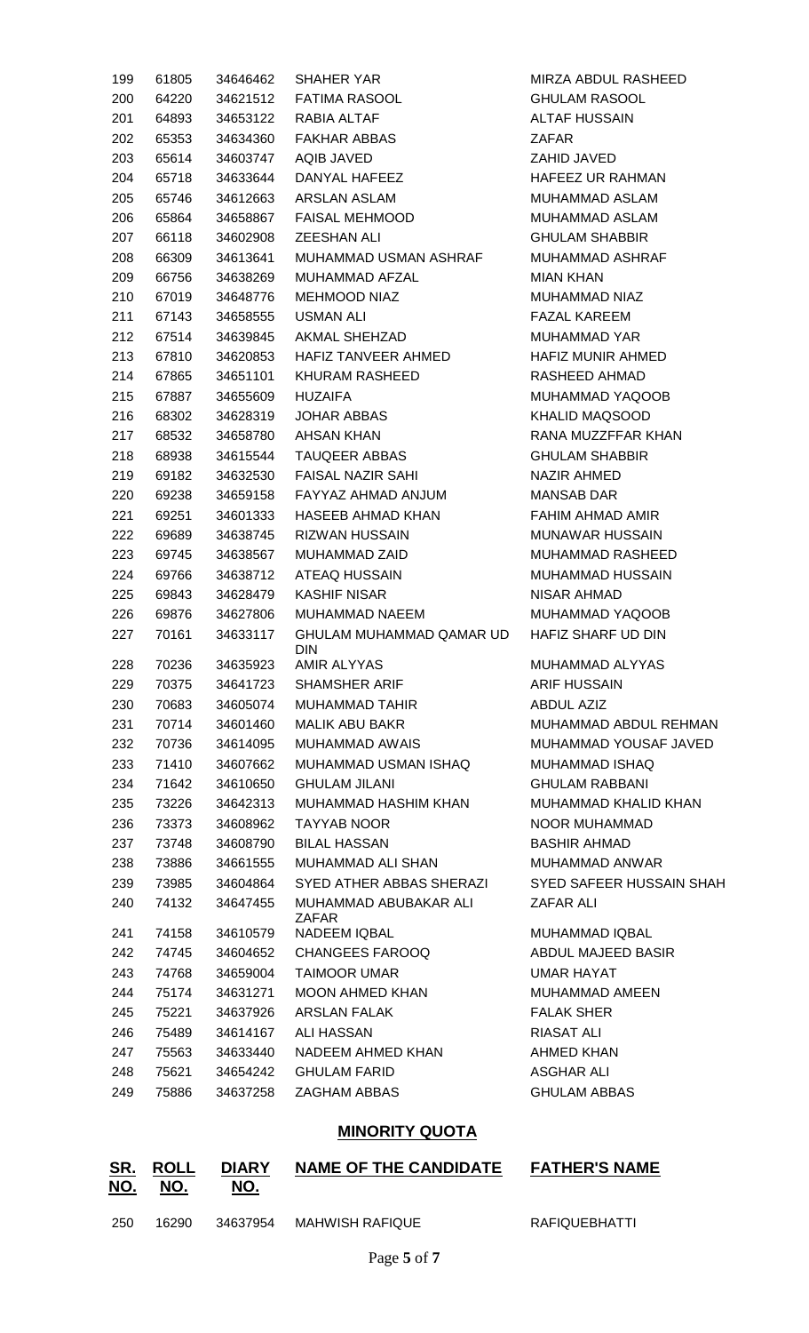| SR. NO. | ROLL NO. | DIARY NO. | NAME OF THE CANDIDATE | FATHER'S NAME |
|---|---|---|---|---|
| 199 | 61805 | 34646462 | SHAHER YAR | MIRZA ABDUL RASHEED |
| 200 | 64220 | 34621512 | FATIMA RASOOL | GHULAM RASOOL |
| 201 | 64893 | 34653122 | RABIA ALTAF | ALTAF HUSSAIN |
| 202 | 65353 | 34634360 | FAKHAR ABBAS | ZAFAR |
| 203 | 65614 | 34603747 | AQIB JAVED | ZAHID JAVED |
| 204 | 65718 | 34633644 | DANYAL HAFEEZ | HAFEEZ UR RAHMAN |
| 205 | 65746 | 34612663 | ARSLAN ASLAM | MUHAMMAD ASLAM |
| 206 | 65864 | 34658867 | FAISAL MEHMOOD | MUHAMMAD ASLAM |
| 207 | 66118 | 34602908 | ZEESHAN ALI | GHULAM SHABBIR |
| 208 | 66309 | 34613641 | MUHAMMAD USMAN ASHRAF | MUHAMMAD ASHRAF |
| 209 | 66756 | 34638269 | MUHAMMAD AFZAL | MIAN KHAN |
| 210 | 67019 | 34648776 | MEHMOOD NIAZ | MUHAMMAD NIAZ |
| 211 | 67143 | 34658555 | USMAN ALI | FAZAL KAREEM |
| 212 | 67514 | 34639845 | AKMAL SHEHZAD | MUHAMMAD YAR |
| 213 | 67810 | 34620853 | HAFIZ TANVEER AHMED | HAFIZ MUNIR AHMED |
| 214 | 67865 | 34651101 | KHURAM RASHEED | RASHEED AHMAD |
| 215 | 67887 | 34655609 | HUZAIFA | MUHAMMAD YAQOOB |
| 216 | 68302 | 34628319 | JOHAR ABBAS | KHALID MAQSOOD |
| 217 | 68532 | 34658780 | AHSAN KHAN | RANA MUZZFFAR KHAN |
| 218 | 68938 | 34615544 | TAUQEER ABBAS | GHULAM SHABBIR |
| 219 | 69182 | 34632530 | FAISAL NAZIR SAHI | NAZIR AHMED |
| 220 | 69238 | 34659158 | FAYYAZ AHMAD ANJUM | MANSAB DAR |
| 221 | 69251 | 34601333 | HASEEB AHMAD KHAN | FAHIM AHMAD AMIR |
| 222 | 69689 | 34638745 | RIZWAN HUSSAIN | MUNAWAR HUSSAIN |
| 223 | 69745 | 34638567 | MUHAMMAD ZAID | MUHAMMAD RASHEED |
| 224 | 69766 | 34638712 | ATEAQ HUSSAIN | MUHAMMAD HUSSAIN |
| 225 | 69843 | 34628479 | KASHIF NISAR | NISAR AHMAD |
| 226 | 69876 | 34627806 | MUHAMMAD NAEEM | MUHAMMAD YAQOOB |
| 227 | 70161 | 34633117 | GHULAM MUHAMMAD QAMAR UD DIN | HAFIZ SHARF UD DIN |
| 228 | 70236 | 34635923 | AMIR ALYYAS | MUHAMMAD ALYYAS |
| 229 | 70375 | 34641723 | SHAMSHER ARIF | ARIF HUSSAIN |
| 230 | 70683 | 34605074 | MUHAMMAD TAHIR | ABDUL AZIZ |
| 231 | 70714 | 34601460 | MALIK ABU BAKR | MUHAMMAD ABDUL REHMAN |
| 232 | 70736 | 34614095 | MUHAMMAD AWAIS | MUHAMMAD YOUSAF JAVED |
| 233 | 71410 | 34607662 | MUHAMMAD USMAN ISHAQ | MUHAMMAD ISHAQ |
| 234 | 71642 | 34610650 | GHULAM JILANI | GHULAM RABBANI |
| 235 | 73226 | 34642313 | MUHAMMAD HASHIM KHAN | MUHAMMAD KHALID KHAN |
| 236 | 73373 | 34608962 | TAYYAB NOOR | NOOR MUHAMMAD |
| 237 | 73748 | 34608790 | BILAL HASSAN | BASHIR AHMAD |
| 238 | 73886 | 34661555 | MUHAMMAD ALI SHAN | MUHAMMAD ANWAR |
| 239 | 73985 | 34604864 | SYED ATHER ABBAS SHERAZI | SYED SAFEER HUSSAIN SHAH |
| 240 | 74132 | 34647455 | MUHAMMAD ABUBAKAR ALI ZAFAR | ZAFAR ALI |
| 241 | 74158 | 34610579 | NADEEM IQBAL | MUHAMMAD IQBAL |
| 242 | 74745 | 34604652 | CHANGEES FAROOQ | ABDUL MAJEED BASIR |
| 243 | 74768 | 34659004 | TAIMOOR UMAR | UMAR HAYAT |
| 244 | 75174 | 34631271 | MOON AHMED KHAN | MUHAMMAD AMEEN |
| 245 | 75221 | 34637926 | ARSLAN FALAK | FALAK SHER |
| 246 | 75489 | 34614167 | ALI HASSAN | RIASAT ALI |
| 247 | 75563 | 34633440 | NADEEM AHMED KHAN | AHMED KHAN |
| 248 | 75621 | 34654242 | GHULAM FARID | ASGHAR ALI |
| 249 | 75886 | 34637258 | ZAGHAM ABBAS | GHULAM ABBAS |

## MINORITY QUOTA

| SR. NO. | ROLL NO. | DIARY NO. | NAME OF THE CANDIDATE | FATHER'S NAME |
|---|---|---|---|---|
| 250 | 16290 | 34637954 | MAHWISH RAFIQUE | RAFIQUEBHATTI |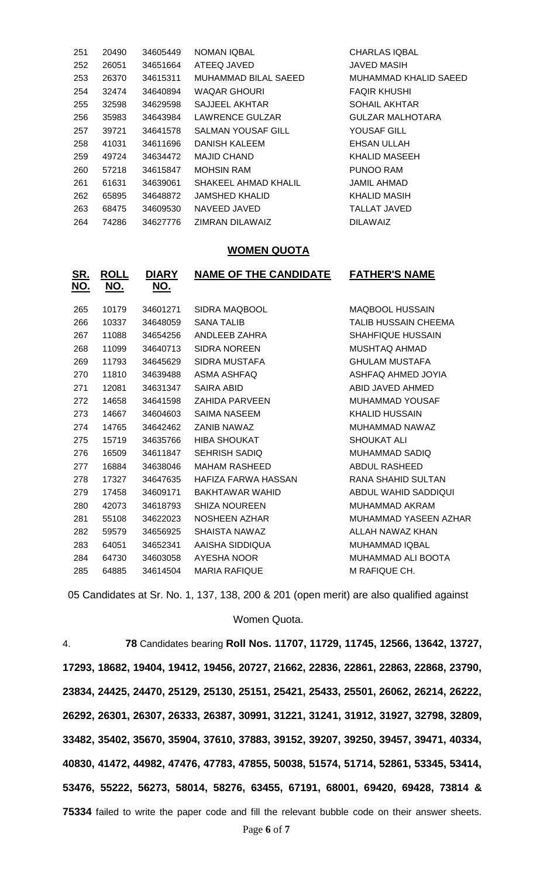| | | | | |
|---|---|---|---|---|
| 251 | 20490 | 34605449 | NOMAN IQBAL | CHARLAS IQBAL |
| 252 | 26051 | 34651664 | ATEEQ JAVED | JAVED MASIH |
| 253 | 26370 | 34615311 | MUHAMMAD BILAL SAEED | MUHAMMAD KHALID SAEED |
| 254 | 32474 | 34640894 | WAQAR GHOURI | FAQIR KHUSHI |
| 255 | 32598 | 34629598 | SAJJEEL AKHTAR | SOHAIL AKHTAR |
| 256 | 35983 | 34643984 | LAWRENCE GULZAR | GULZAR MALHOTARA |
| 257 | 39721 | 34641578 | SALMAN YOUSAF GILL | YOUSAF GILL |
| 258 | 41031 | 34611696 | DANISH KALEEM | EHSAN ULLAH |
| 259 | 49724 | 34634472 | MAJID CHAND | KHALID MASEEH |
| 260 | 57218 | 34615847 | MOHSIN RAM | PUNOO RAM |
| 261 | 61631 | 34639061 | SHAKEEL AHMAD KHALIL | JAMIL AHMAD |
| 262 | 65895 | 34648872 | JAMSHED KHALID | KHALID MASIH |
| 263 | 68475 | 34609530 | NAVEED JAVED | TALLAT JAVED |
| 264 | 74286 | 34627776 | ZIMRAN DILAWAIZ | DILAWAIZ |

## WOMEN QUOTA

| SR. NO. | ROLL NO. | DIARY NO. | NAME OF THE CANDIDATE | FATHER'S NAME |
|---|---|---|---|---|
| 265 | 10179 | 34601271 | SIDRA MAQBOOL | MAQBOOL HUSSAIN |
| 266 | 10337 | 34648059 | SANA TALIB | TALIB HUSSAIN CHEEMA |
| 267 | 11088 | 34654256 | ANDLEEB ZAHRA | SHAHFIQUE HUSSAIN |
| 268 | 11099 | 34640713 | SIDRA NOREEN | MUSHTAQ AHMAD |
| 269 | 11793 | 34645629 | SIDRA MUSTAFA | GHULAM MUSTAFA |
| 270 | 11810 | 34639488 | ASMA ASHFAQ | ASHFAQ AHMED JOYIA |
| 271 | 12081 | 34631347 | SAIRA ABID | ABID JAVED AHMED |
| 272 | 14658 | 34641598 | ZAHIDA PARVEEN | MUHAMMAD YOUSAF |
| 273 | 14667 | 34604603 | SAIMA NASEEM | KHALID HUSSAIN |
| 274 | 14765 | 34642462 | ZANIB NAWAZ | MUHAMMAD NAWAZ |
| 275 | 15719 | 34635766 | HIBA SHOUKAT | SHOUKAT ALI |
| 276 | 16509 | 34611847 | SEHRISH SADIQ | MUHAMMAD SADIQ |
| 277 | 16884 | 34638046 | MAHAM RASHEED | ABDUL RASHEED |
| 278 | 17327 | 34647635 | HAFIZA FARWA HASSAN | RANA SHAHID SULTAN |
| 279 | 17458 | 34609171 | BAKHTAWAR WAHID | ABDUL WAHID SADDIQUI |
| 280 | 42073 | 34618793 | SHIZA NOUREEN | MUHAMMAD AKRAM |
| 281 | 55108 | 34622023 | NOSHEEN AZHAR | MUHAMMAD YASEEN AZHAR |
| 282 | 59579 | 34656925 | SHAISTA NAWAZ | ALLAH NAWAZ KHAN |
| 283 | 64051 | 34652341 | AAISHA SIDDIQUA | MUHAMMAD IQBAL |
| 284 | 64730 | 34603058 | AYESHA NOOR | MUHAMMAD ALI BOOTA |
| 285 | 64885 | 34614504 | MARIA RAFIQUE | M RAFIQUE CH. |

05 Candidates at Sr. No. 1, 137, 138, 200 & 201 (open merit) are also qualified against Women Quota.

4. **78** Candidates bearing **Roll Nos. 11707, 11729, 11745, 12566, 13642, 13727, 17293, 18682, 19404, 19412, 19456, 20727, 21662, 22836, 22861, 22863, 22868, 23790, 23834, 24425, 24470, 25129, 25130, 25151, 25421, 25433, 25501, 26062, 26214, 26222, 26292, 26301, 26307, 26333, 26387, 30991, 31221, 31241, 31912, 31927, 32798, 32809, 33482, 35402, 35670, 35904, 37610, 37883, 39152, 39207, 39250, 39457, 39471, 40334, 40830, 41472, 44982, 47476, 47783, 47855, 50038, 51574, 51714, 52861, 53345, 53414, 53476, 55222, 56273, 58014, 58276, 63455, 67191, 68001, 69420, 69428, 73814 & 75334** failed to write the paper code and fill the relevant bubble code on their answer sheets.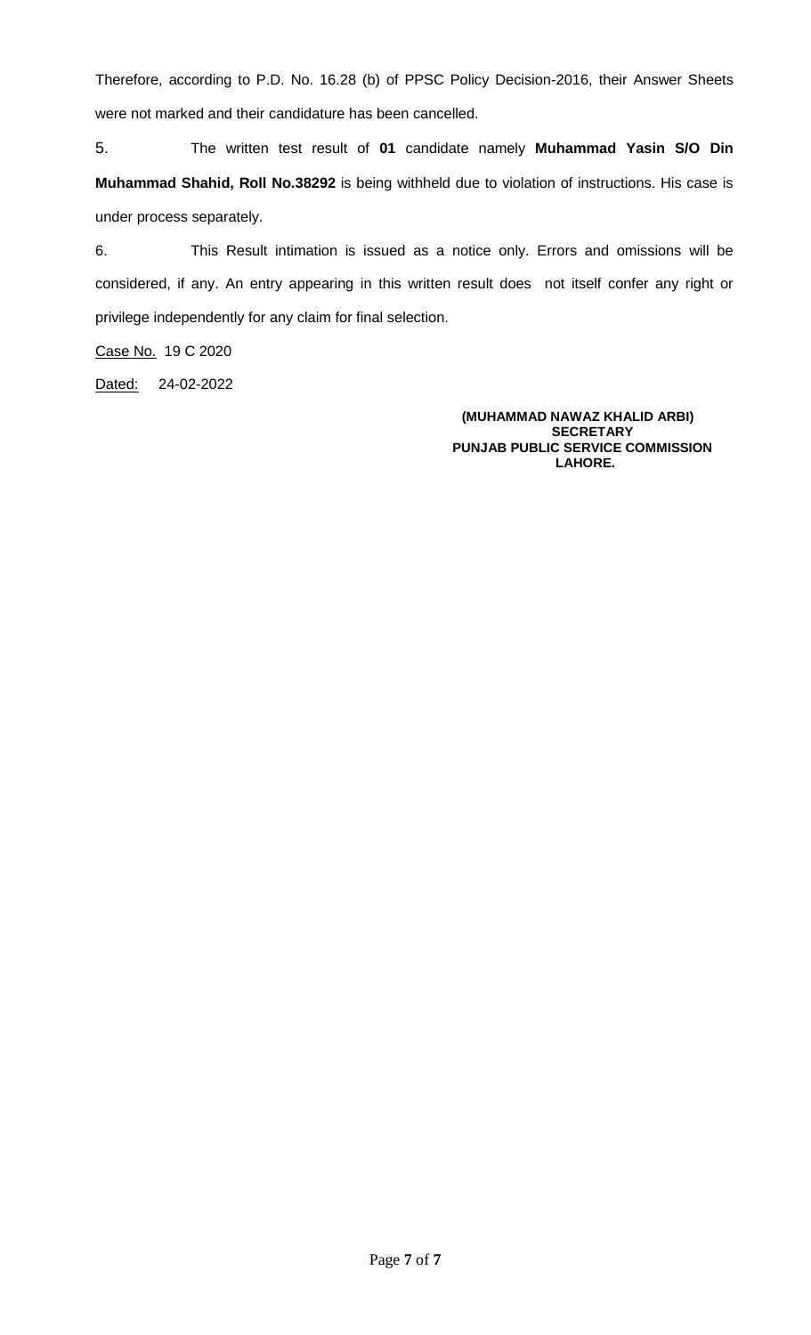Therefore, according to P.D. No. 16.28 (b) of PPSC Policy Decision-2016, their Answer Sheets were not marked and their candidature has been cancelled.

5. The written test result of **01** candidate namely **Muhammad Yasin S/O Din Muhammad Shahid, Roll No.38292** is being withheld due to violation of instructions. His case is under process separately.

6. This Result intimation is issued as a notice only. Errors and omissions will be considered, if any. An entry appearing in this written result does not itself confer any right or privilege independently for any claim for final selection.

Case No. 19 C 2020

Dated: 24-02-2022

**(MUHAMMAD NAWAZ KHALID ARBI)**
**SECRETARY**
**PUNJAB PUBLIC SERVICE COMMISSION**
**LAHORE.**